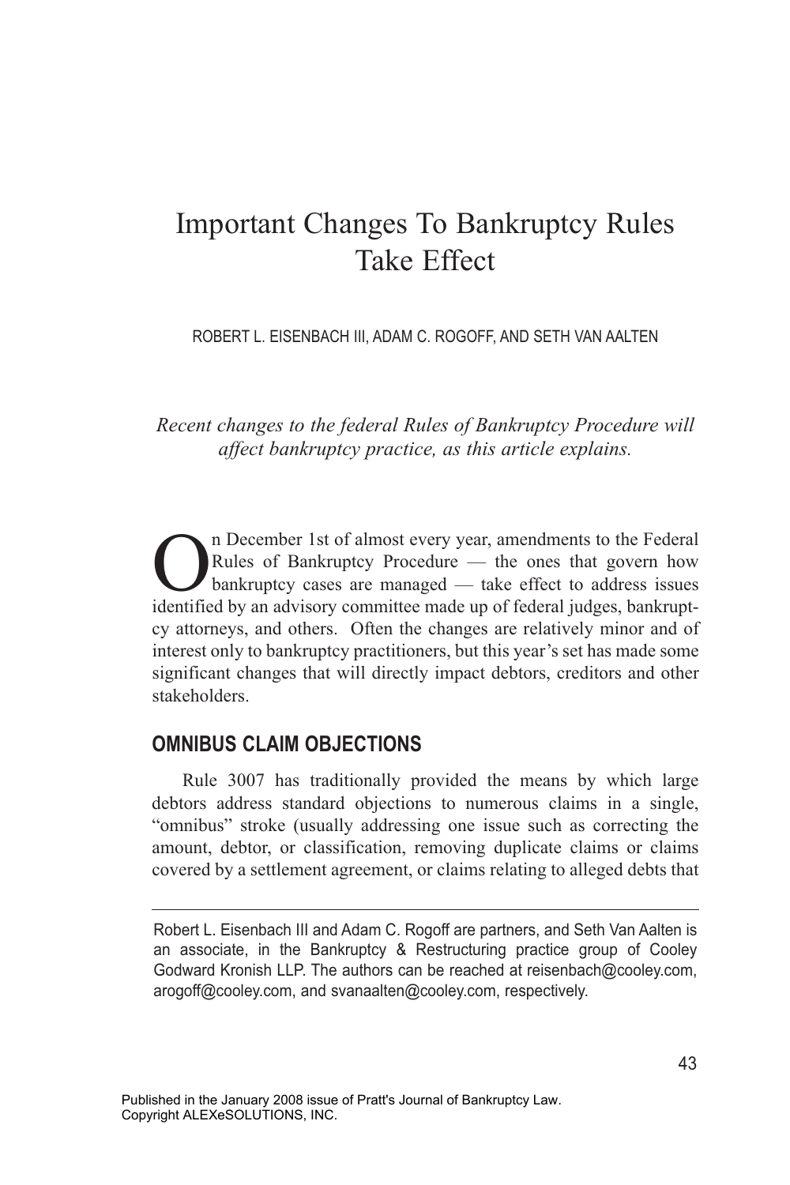# Important Changes To Bankruptcy Rules Take Effect

ROBERT L. EISENBACH III, ADAM C. ROGOFF, AND SETH VAN AALTEN

*Recent changes to the federal Rules of Bankruptcy Procedure will affect bankruptcy practice, as this article explains.*

On December 1st of almost every year, amendments to the Federal Rules of Bankruptcy Procedure — the ones that govern how bankruptcy cases are managed — take effect to address issues identified by an advisory committee made up of federal judges, bankruptcy attorneys, and others. Often the changes are relatively minor and of interest only to bankruptcy practitioners, but this year's set has made some significant changes that will directly impact debtors, creditors and other stakeholders.

## OMNIBUS CLAIM OBJECTIONS

Rule 3007 has traditionally provided the means by which large debtors address standard objections to numerous claims in a single, "omnibus" stroke (usually addressing one issue such as correcting the amount, debtor, or classification, removing duplicate claims or claims covered by a settlement agreement, or claims relating to alleged debts that

---

Robert L. Eisenbach III and Adam C. Rogoff are partners, and Seth Van Aalten is an associate, in the Bankruptcy & Restructuring practice group of Cooley Godward Kronish LLP. The authors can be reached at reisenbach@cooley.com, arogoff@cooley.com, and svanaalten@cooley.com, respectively.

Published in the January 2008 issue of Pratt's Journal of Bankruptcy Law.
Copyright ALEXeSOLUTIONS, INC.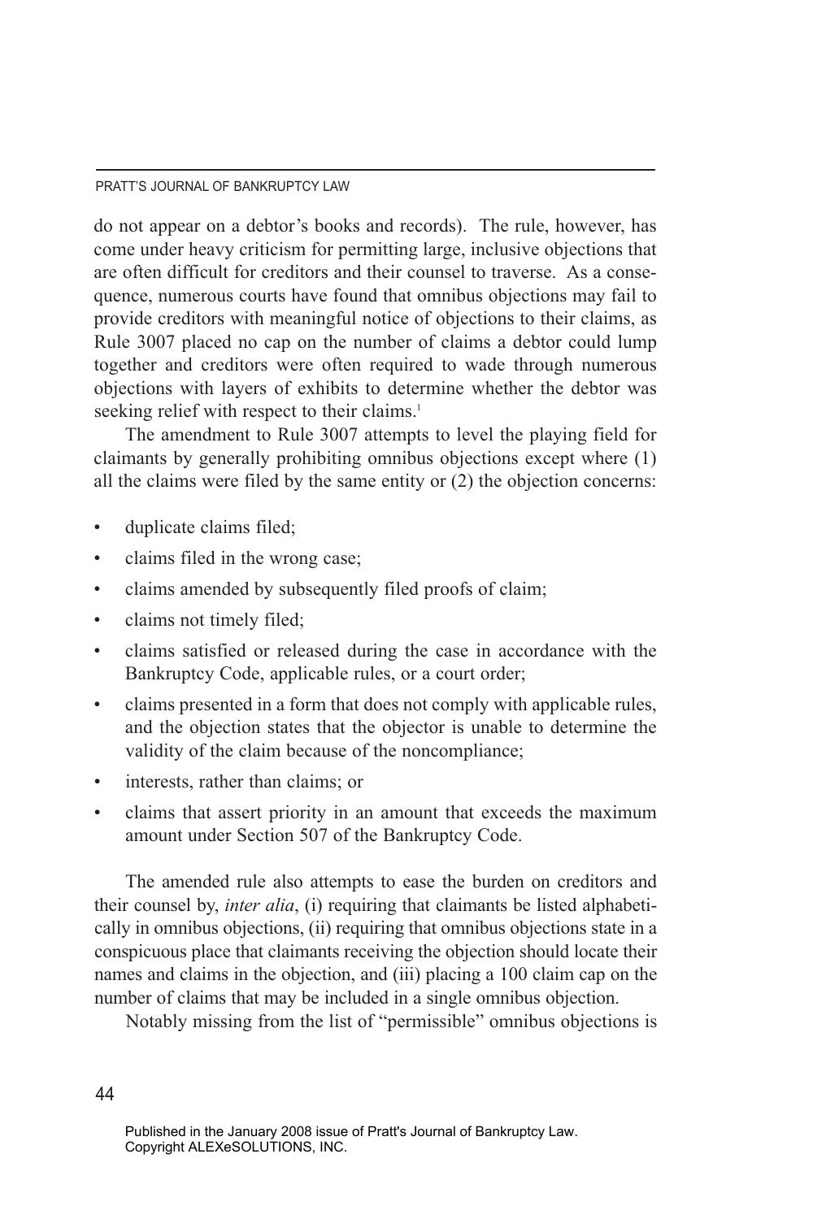do not appear on a debtor's books and records). The rule, however, has come under heavy criticism for permitting large, inclusive objections that are often difficult for creditors and their counsel to traverse. As a consequence, numerous courts have found that omnibus objections may fail to provide creditors with meaningful notice of objections to their claims, as Rule 3007 placed no cap on the number of claims a debtor could lump together and creditors were often required to wade through numerous objections with layers of exhibits to determine whether the debtor was seeking relief with respect to their claims.[1]

The amendment to Rule 3007 attempts to level the playing field for claimants by generally prohibiting omnibus objections except where (1) all the claims were filed by the same entity or (2) the objection concerns:

- duplicate claims filed;
- claims filed in the wrong case;
- claims amended by subsequently filed proofs of claim;
- claims not timely filed;
- claims satisfied or released during the case in accordance with the Bankruptcy Code, applicable rules, or a court order;
- claims presented in a form that does not comply with applicable rules, and the objection states that the objector is unable to determine the validity of the claim because of the noncompliance;
- interests, rather than claims; or
- claims that assert priority in an amount that exceeds the maximum amount under Section 507 of the Bankruptcy Code.

The amended rule also attempts to ease the burden on creditors and their counsel by, *inter alia*, (i) requiring that claimants be listed alphabetically in omnibus objections, (ii) requiring that omnibus objections state in a conspicuous place that claimants receiving the objection should locate their names and claims in the objection, and (iii) placing a 100 claim cap on the number of claims that may be included in a single omnibus objection.

Notably missing from the list of "permissible" omnibus objections is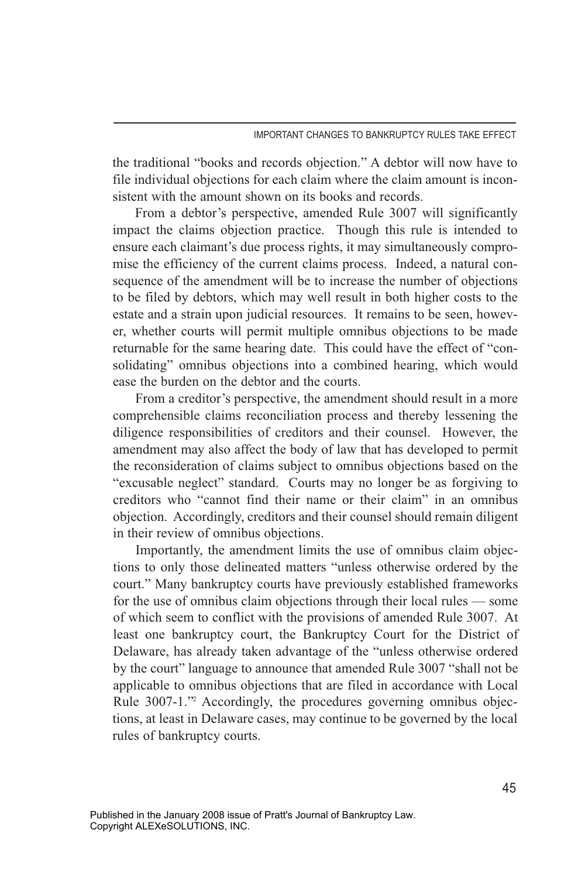the traditional "books and records objection." A debtor will now have to file individual objections for each claim where the claim amount is inconsistent with the amount shown on its books and records.

From a debtor's perspective, amended Rule 3007 will significantly impact the claims objection practice. Though this rule is intended to ensure each claimant's due process rights, it may simultaneously compromise the efficiency of the current claims process. Indeed, a natural consequence of the amendment will be to increase the number of objections to be filed by debtors, which may well result in both higher costs to the estate and a strain upon judicial resources. It remains to be seen, however, whether courts will permit multiple omnibus objections to be made returnable for the same hearing date. This could have the effect of "consolidating" omnibus objections into a combined hearing, which would ease the burden on the debtor and the courts.

From a creditor's perspective, the amendment should result in a more comprehensible claims reconciliation process and thereby lessening the diligence responsibilities of creditors and their counsel. However, the amendment may also affect the body of law that has developed to permit the reconsideration of claims subject to omnibus objections based on the "excusable neglect" standard. Courts may no longer be as forgiving to creditors who "cannot find their name or their claim" in an omnibus objection. Accordingly, creditors and their counsel should remain diligent in their review of omnibus objections.

Importantly, the amendment limits the use of omnibus claim objections to only those delineated matters "unless otherwise ordered by the court." Many bankruptcy courts have previously established frameworks for the use of omnibus claim objections through their local rules — some of which seem to conflict with the provisions of amended Rule 3007. At least one bankruptcy court, the Bankruptcy Court for the District of Delaware, has already taken advantage of the "unless otherwise ordered by the court" language to announce that amended Rule 3007 "shall not be applicable to omnibus objections that are filed in accordance with Local Rule 3007-1."[2] Accordingly, the procedures governing omnibus objections, at least in Delaware cases, may continue to be governed by the local rules of bankruptcy courts.

Published in the January 2008 issue of Pratt's Journal of Bankruptcy Law.
Copyright ALEXeSOLUTIONS, INC.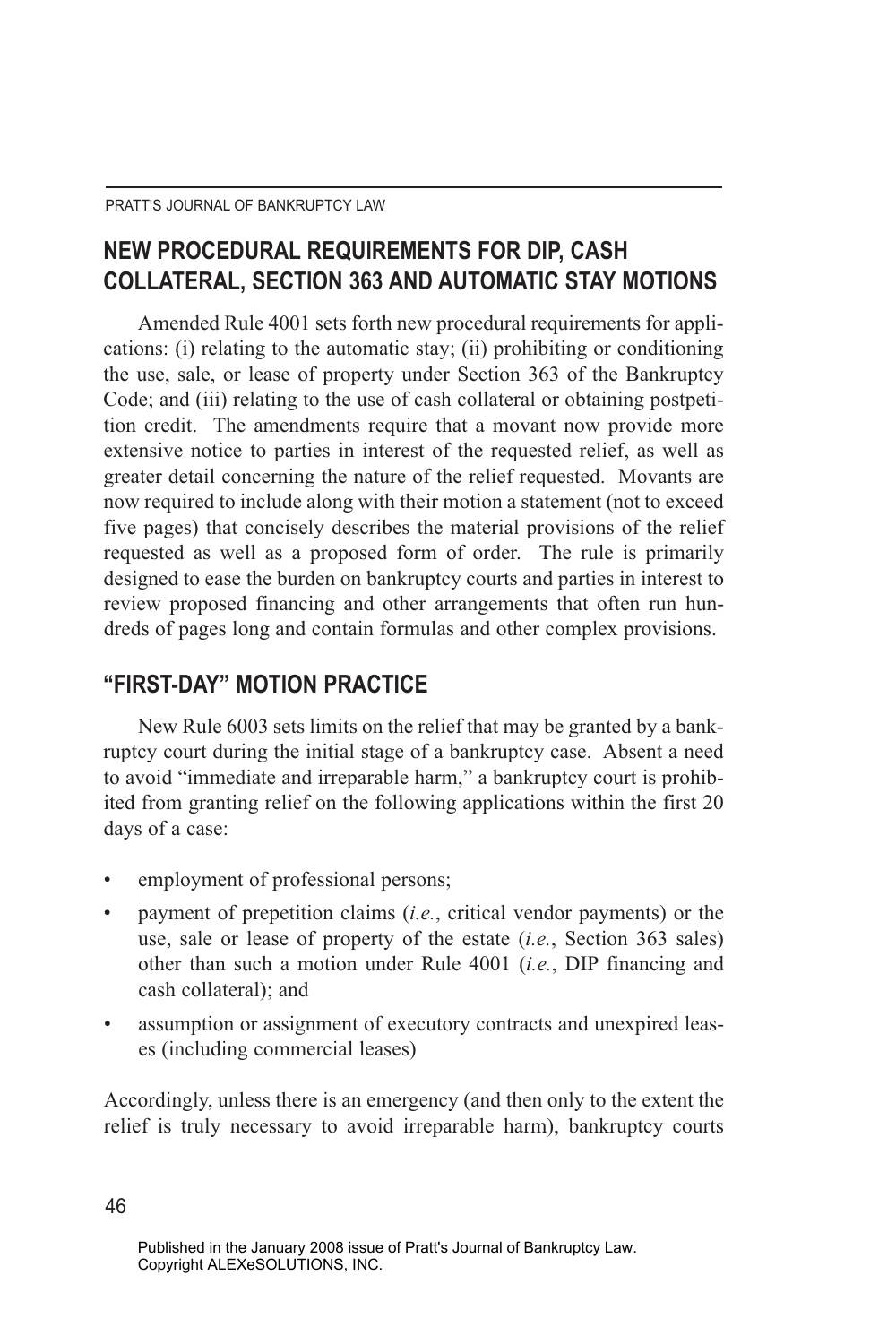## NEW PROCEDURAL REQUIREMENTS FOR DIP, CASH COLLATERAL, SECTION 363 AND AUTOMATIC STAY MOTIONS

Amended Rule 4001 sets forth new procedural requirements for applications: (i) relating to the automatic stay; (ii) prohibiting or conditioning the use, sale, or lease of property under Section 363 of the Bankruptcy Code; and (iii) relating to the use of cash collateral or obtaining postpetition credit. The amendments require that a movant now provide more extensive notice to parties in interest of the requested relief, as well as greater detail concerning the nature of the relief requested. Movants are now required to include along with their motion a statement (not to exceed five pages) that concisely describes the material provisions of the relief requested as well as a proposed form of order. The rule is primarily designed to ease the burden on bankruptcy courts and parties in interest to review proposed financing and other arrangements that often run hundreds of pages long and contain formulas and other complex provisions.

## "FIRST-DAY" MOTION PRACTICE

New Rule 6003 sets limits on the relief that may be granted by a bankruptcy court during the initial stage of a bankruptcy case. Absent a need to avoid "immediate and irreparable harm," a bankruptcy court is prohibited from granting relief on the following applications within the first 20 days of a case:

- employment of professional persons;
- payment of prepetition claims (*i.e.*, critical vendor payments) or the use, sale or lease of property of the estate (*i.e.*, Section 363 sales) other than such a motion under Rule 4001 (*i.e.*, DIP financing and cash collateral); and
- assumption or assignment of executory contracts and unexpired leases (including commercial leases)

Accordingly, unless there is an emergency (and then only to the extent the relief is truly necessary to avoid irreparable harm), bankruptcy courts

Published in the January 2008 issue of Pratt's Journal of Bankruptcy Law.
Copyright ALEXeSOLUTIONS, INC.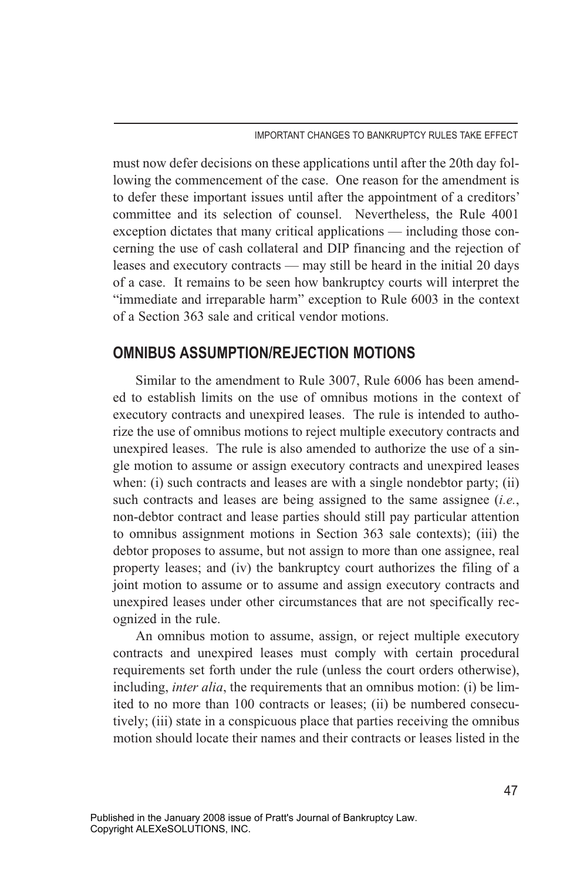must now defer decisions on these applications until after the 20th day following the commencement of the case. One reason for the amendment is to defer these important issues until after the appointment of a creditors' committee and its selection of counsel. Nevertheless, the Rule 4001 exception dictates that many critical applications — including those concerning the use of cash collateral and DIP financing and the rejection of leases and executory contracts — may still be heard in the initial 20 days of a case. It remains to be seen how bankruptcy courts will interpret the "immediate and irreparable harm" exception to Rule 6003 in the context of a Section 363 sale and critical vendor motions.

## OMNIBUS ASSUMPTION/REJECTION MOTIONS

Similar to the amendment to Rule 3007, Rule 6006 has been amended to establish limits on the use of omnibus motions in the context of executory contracts and unexpired leases. The rule is intended to authorize the use of omnibus motions to reject multiple executory contracts and unexpired leases. The rule is also amended to authorize the use of a single motion to assume or assign executory contracts and unexpired leases when: (i) such contracts and leases are with a single nondebtor party; (ii) such contracts and leases are being assigned to the same assignee (*i.e.*, non-debtor contract and lease parties should still pay particular attention to omnibus assignment motions in Section 363 sale contexts); (iii) the debtor proposes to assume, but not assign to more than one assignee, real property leases; and (iv) the bankruptcy court authorizes the filing of a joint motion to assume or to assume and assign executory contracts and unexpired leases under other circumstances that are not specifically recognized in the rule.

An omnibus motion to assume, assign, or reject multiple executory contracts and unexpired leases must comply with certain procedural requirements set forth under the rule (unless the court orders otherwise), including, *inter alia*, the requirements that an omnibus motion: (i) be limited to no more than 100 contracts or leases; (ii) be numbered consecutively; (iii) state in a conspicuous place that parties receiving the omnibus motion should locate their names and their contracts or leases listed in the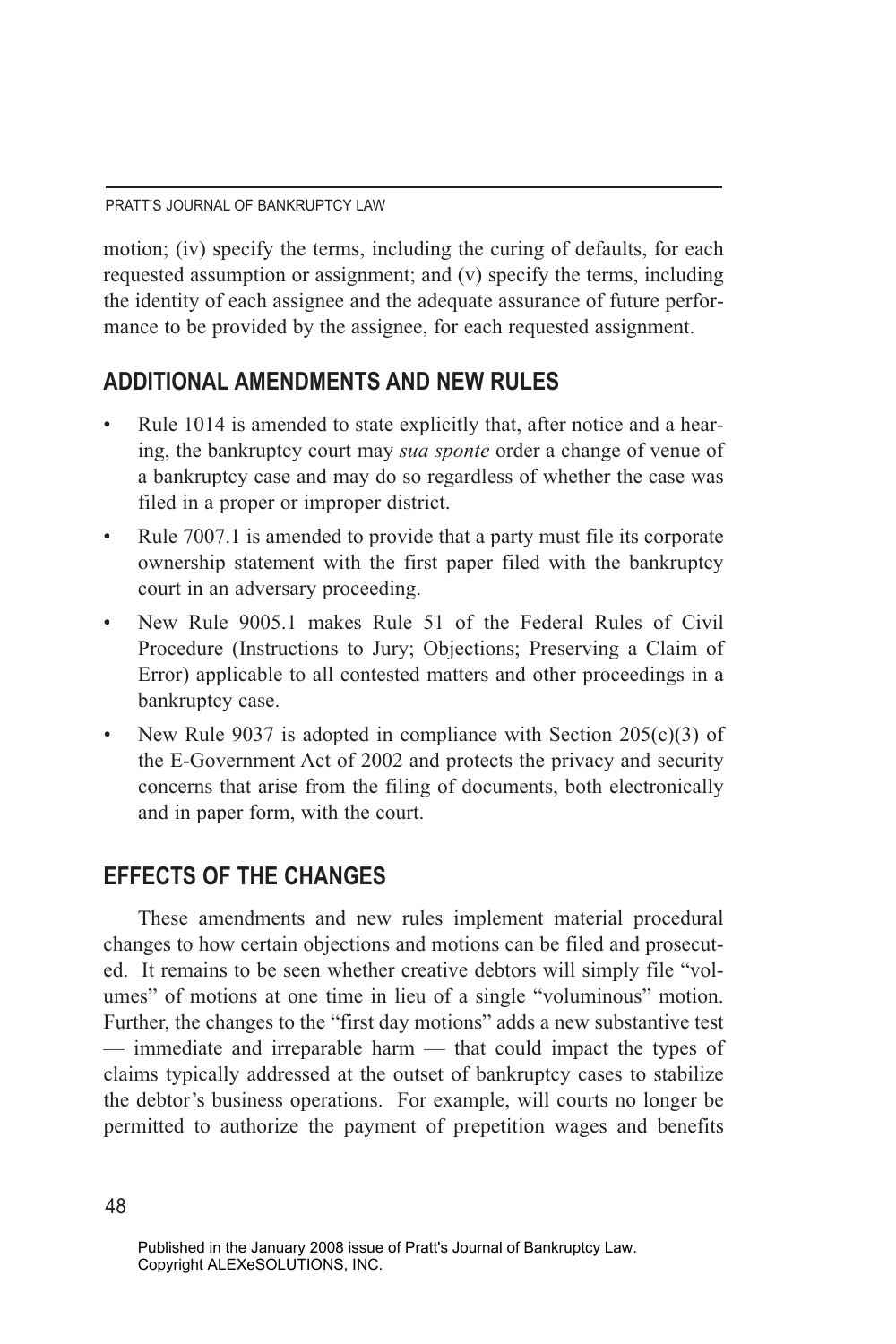motion; (iv) specify the terms, including the curing of defaults, for each requested assumption or assignment; and (v) specify the terms, including the identity of each assignee and the adequate assurance of future performance to be provided by the assignee, for each requested assignment.

## ADDITIONAL AMENDMENTS AND NEW RULES

- Rule 1014 is amended to state explicitly that, after notice and a hearing, the bankruptcy court may *sua sponte* order a change of venue of a bankruptcy case and may do so regardless of whether the case was filed in a proper or improper district.
- Rule 7007.1 is amended to provide that a party must file its corporate ownership statement with the first paper filed with the bankruptcy court in an adversary proceeding.
- New Rule 9005.1 makes Rule 51 of the Federal Rules of Civil Procedure (Instructions to Jury; Objections; Preserving a Claim of Error) applicable to all contested matters and other proceedings in a bankruptcy case.
- New Rule 9037 is adopted in compliance with Section 205(c)(3) of the E-Government Act of 2002 and protects the privacy and security concerns that arise from the filing of documents, both electronically and in paper form, with the court.

## EFFECTS OF THE CHANGES

These amendments and new rules implement material procedural changes to how certain objections and motions can be filed and prosecuted. It remains to be seen whether creative debtors will simply file "volumes" of motions at one time in lieu of a single "voluminous" motion. Further, the changes to the "first day motions" adds a new substantive test — immediate and irreparable harm — that could impact the types of claims typically addressed at the outset of bankruptcy cases to stabilize the debtor's business operations. For example, will courts no longer be permitted to authorize the payment of prepetition wages and benefits

Published in the January 2008 issue of Pratt's Journal of Bankruptcy Law.
Copyright ALEXeSOLUTIONS, INC.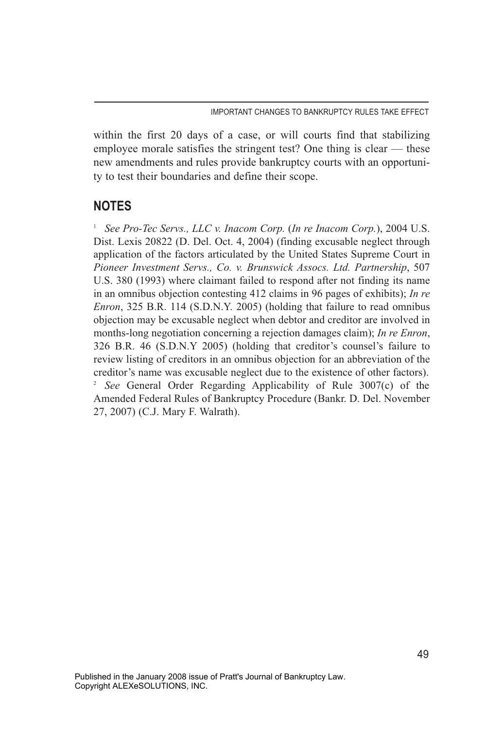within the first 20 days of a case, or will courts find that stabilizing employee morale satisfies the stringent test? One thing is clear — these new amendments and rules provide bankruptcy courts with an opportunity to test their boundaries and define their scope.

## NOTES

[1] *See Pro-Tec Servs., LLC v. Inacom Corp.* (*In re Inacom Corp.*), 2004 U.S. Dist. Lexis 20822 (D. Del. Oct. 4, 2004) (finding excusable neglect through application of the factors articulated by the United States Supreme Court in *Pioneer Investment Servs., Co. v. Brunswick Assocs. Ltd. Partnership*, 507 U.S. 380 (1993) where claimant failed to respond after not finding its name in an omnibus objection contesting 412 claims in 96 pages of exhibits); *In re Enron*, 325 B.R. 114 (S.D.N.Y. 2005) (holding that failure to read omnibus objection may be excusable neglect when debtor and creditor are involved in months-long negotiation concerning a rejection damages claim); *In re Enron*, 326 B.R. 46 (S.D.N.Y 2005) (holding that creditor's counsel's failure to review listing of creditors in an omnibus objection for an abbreviation of the creditor's name was excusable neglect due to the existence of other factors).

[2] *See* General Order Regarding Applicability of Rule 3007(c) of the Amended Federal Rules of Bankruptcy Procedure (Bankr. D. Del. November 27, 2007) (C.J. Mary F. Walrath).

Published in the January 2008 issue of Pratt's Journal of Bankruptcy Law.
Copyright ALEXeSOLUTIONS, INC.